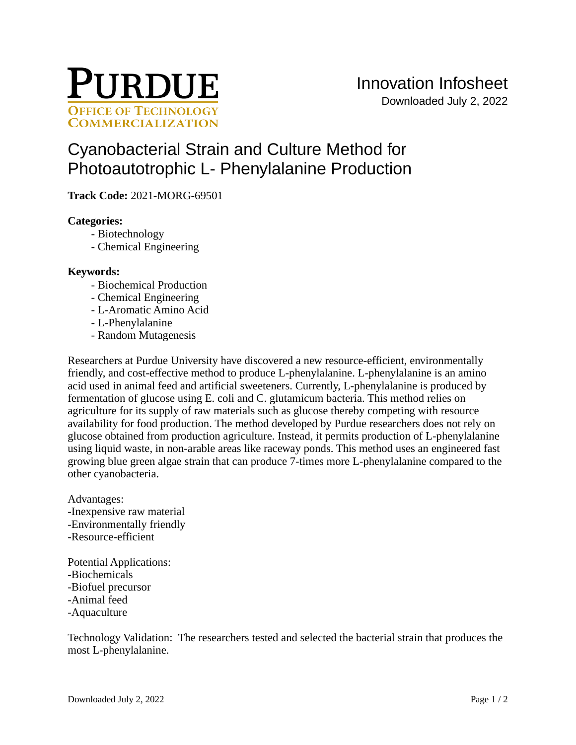# PURDUE

**OFFICE OF TECHNOLOGY COMMERCIALIZATION**

Innovation Infosheet

Downloaded July 2, 2022

## Cyanobacterial Strain and Culture Method for Photoautotrophic L- Phenylalanine Production

**Track Code:** 2021-MORG-69501

**Categories:**

- Biotechnology
- Chemical Engineering

**Keywords:**

- Biochemical Production
- Chemical Engineering
- L-Aromatic Amino Acid
- L-Phenylalanine
- Random Mutagenesis

Researchers at Purdue University have discovered a new resource-efficient, environmentally friendly, and cost-effective method to produce L-phenylalanine. L-phenylalanine is an amino acid used in animal feed and artificial sweeteners. Currently, L-phenylalanine is produced by fermentation of glucose using E. coli and C. glutamicum bacteria. This method relies on agriculture for its supply of raw materials such as glucose thereby competing with resource availability for food production. The method developed by Purdue researchers does not rely on glucose obtained from production agriculture. Instead, it permits production of L-phenylalanine using liquid waste, in non-arable areas like raceway ponds. This method uses an engineered fast growing blue green algae strain that can produce 7-times more L-phenylalanine compared to the other cyanobacteria.

Advantages:
-Inexpensive raw material
-Environmentally friendly
-Resource-efficient

Potential Applications:
-Biochemicals
-Biofuel precursor
-Animal feed
-Aquaculture

Technology Validation: The researchers tested and selected the bacterial strain that produces the most L-phenylalanine.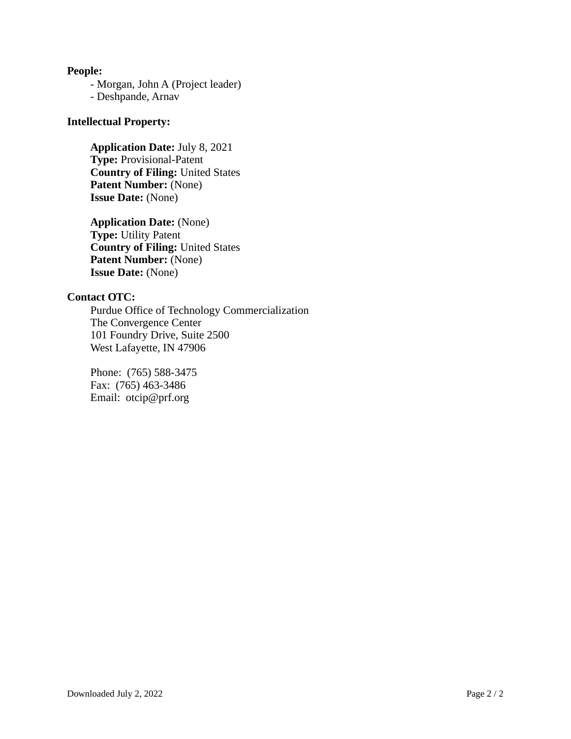**People:**

- Morgan, John A (Project leader)
- Deshpande, Arnav

**Intellectual Property:**

**Application Date:** July 8, 2021
**Type:** Provisional-Patent
**Country of Filing:** United States
**Patent Number:** (None)
**Issue Date:** (None)

**Application Date:** (None)
**Type:** Utility Patent
**Country of Filing:** United States
**Patent Number:** (None)
**Issue Date:** (None)

**Contact OTC:**

Purdue Office of Technology Commercialization
The Convergence Center
101 Foundry Drive, Suite 2500
West Lafayette, IN 47906

Phone: (765) 588-3475
Fax: (765) 463-3486
Email: otcip@prf.org

Downloaded July 2, 2022